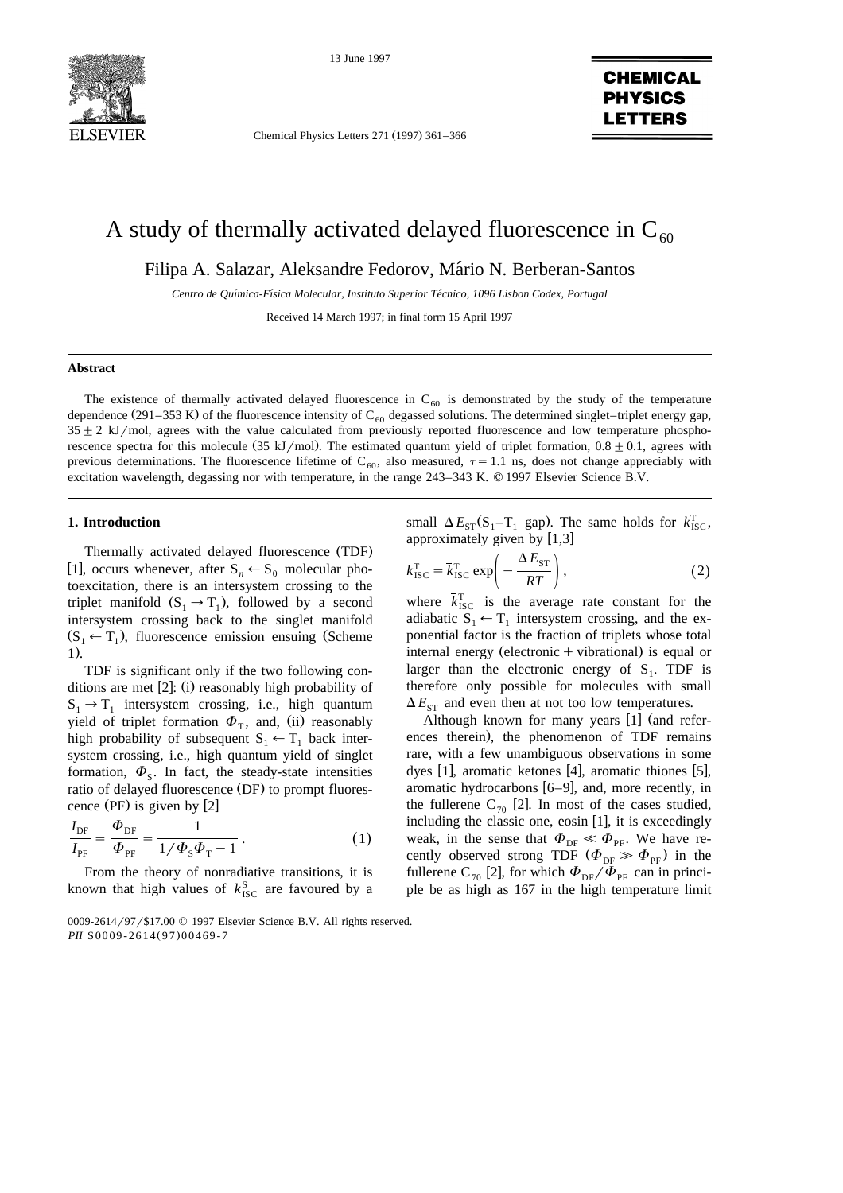# A study of thermally activated delayed fluorescence in $C_{60}$

Filipa A. Salazar, Aleksandre Fedorov, Mário N. Berberan-Santos

*Centro de Química-Física Molecular, Instituto Superior Técnico, 1096 Lisbon Codex, Portugal*

Received 14 March 1997; in final form 15 April 1997

### Abstract

The existence of thermally activated delayed fluorescence in $C_{60}$ is demonstrated by the study of the temperature dependence (291–353 K) of the fluorescence intensity of $C_{60}$ degassed solutions. The determined singlet–triplet energy gap, $35 \pm 2$ kJ/mol, agrees with the value calculated from previously reported fluorescence and low temperature phosphorescence spectra for this molecule (35 kJ/mol). The estimated quantum yield of triplet formation, $0.8 \pm 0.1$, agrees with previous determinations. The fluorescence lifetime of $C_{60}$, also measured, $\tau = 1.1$ ns, does not change appreciably with excitation wavelength, degassing nor with temperature, in the range 243–343 K. © 1997 Elsevier Science B.V.

## 1. Introduction

Thermally activated delayed fluorescence (TDF) [1], occurs whenever, after $S_n \leftarrow S_0$ molecular photoexcitation, there is an intersystem crossing to the triplet manifold ($S_1 \rightarrow T_1$), followed by a second intersystem crossing back to the singlet manifold ($S_1 \leftarrow T_1$), fluorescence emission ensuing (Scheme 1).

TDF is significant only if the two following conditions are met [2]: (i) reasonably high probability of $S_1 \rightarrow T_1$ intersystem crossing, i.e., high quantum yield of triplet formation $\Phi_T$, and, (ii) reasonably high probability of subsequent $S_1 \leftarrow T_1$ back intersystem crossing, i.e., high quantum yield of singlet formation, $\Phi_S$. In fact, the steady-state intensities ratio of delayed fluorescence (DF) to prompt fluorescence (PF) is given by [2]

$$\frac{I_{DF}}{I_{PF}} = \frac{\Phi_{DF}}{\Phi_{PF}} = \frac{1}{1/\Phi_S \Phi_T - 1} . \tag{1}$$

From the theory of nonradiative transitions, it is known that high values of $k_{ISC}^{S}$ are favoured by a small $\Delta E_{ST}$($S_1$–$T_1$ gap). The same holds for $k_{ISC}^{T}$, approximately given by [1,3]

$$k_{ISC}^{T} = \bar{k}_{ISC}^{T} \exp\left(-\frac{\Delta E_{ST}}{RT}\right), \tag{2}$$

where $\bar{k}_{ISC}^{T}$ is the average rate constant for the adiabatic $S_1 \leftarrow T_1$ intersystem crossing, and the exponential factor is the fraction of triplets whose total internal energy (electronic + vibrational) is equal or larger than the electronic energy of $S_1$. TDF is therefore only possible for molecules with small $\Delta E_{ST}$ and even then at not too low temperatures.

Although known for many years [1] (and references therein), the phenomenon of TDF remains rare, with a few unambiguous observations in some dyes [1], aromatic ketones [4], aromatic thiones [5], aromatic hydrocarbons [6–9], and, more recently, in the fullerene $C_{70}$ [2]. In most of the cases studied, including the classic one, eosin [1], it is exceedingly weak, in the sense that $\Phi_{DF} \ll \Phi_{PF}$. We have recently observed strong TDF ($\Phi_{DF} \gg \Phi_{PF}$) in the fullerene $C_{70}$ [2], for which $\Phi_{DF}/\Phi_{PF}$ can in principle be as high as 167 in the high temperature limit

0009-2614/97/$17.00 © 1997 Elsevier Science B.V. All rights reserved.
*PII* S0009-2614(97)00469-7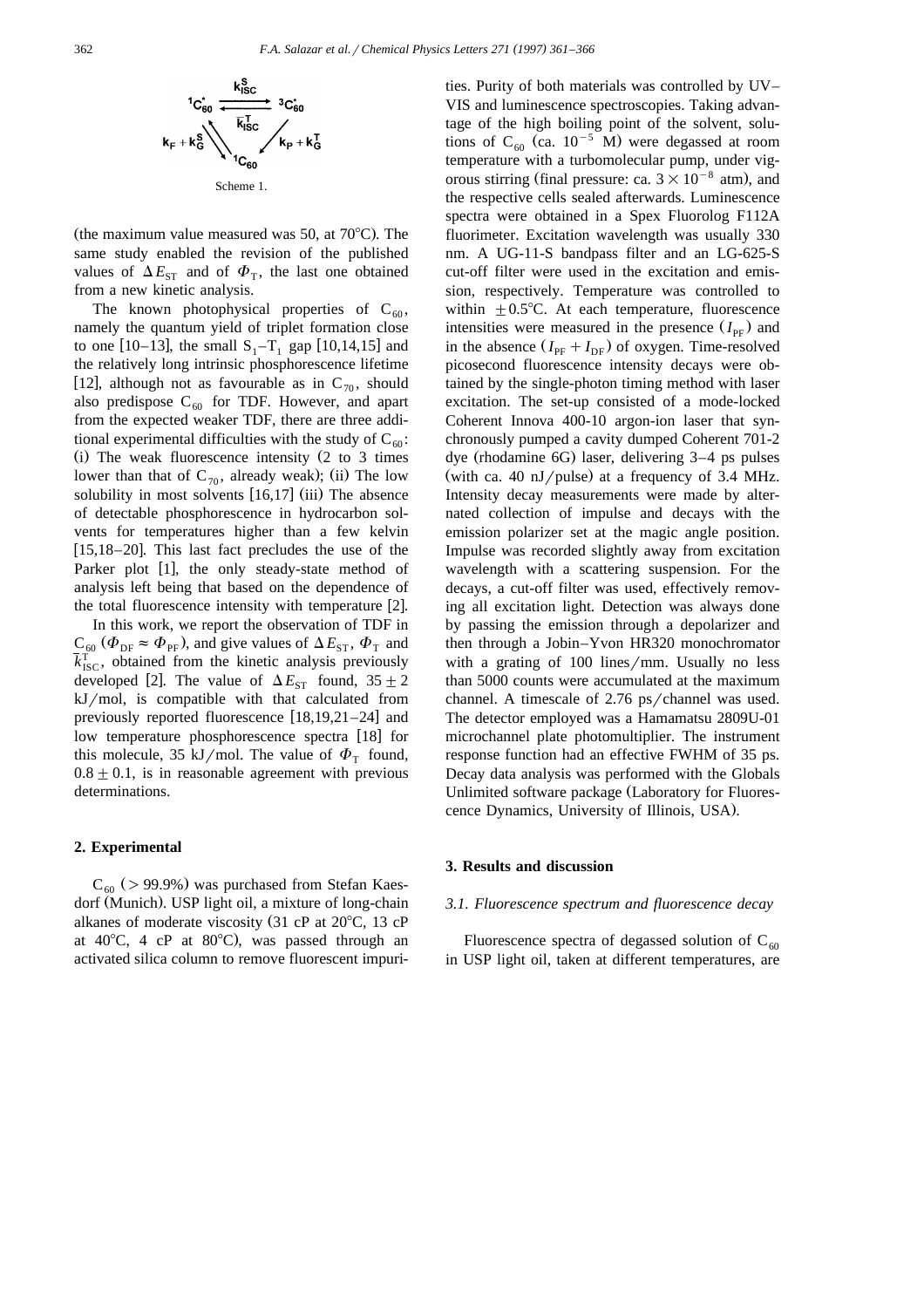$$
\begin{array}{ccc}
 & k_{ISC}^{S} & \\
{}^{1}C_{60}^{*} & \underset{\bar{k}_{ISC}^{T}}{\rightleftarrows} & {}^{3}C_{60}^{*} \\
k_F + k_G^S \searrow & & \swarrow k_P + k_G^T \\
 & {}^{1}C_{60} &
\end{array}
$$

Scheme 1.

(the maximum value measured was 50, at 70°C). The same study enabled the revision of the published values of $\Delta E_{ST}$ and of $\Phi_T$, the last one obtained from a new kinetic analysis.

The known photophysical properties of $C_{60}$, namely the quantum yield of triplet formation close to one [10–13], the small $S_1$–$T_1$ gap [10,14,15] and the relatively long intrinsic phosphorescence lifetime [12], although not as favourable as in $C_{70}$, should also predispose $C_{60}$ for TDF. However, and apart from the expected weaker TDF, there are three additional experimental difficulties with the study of $C_{60}$: (i) The weak fluorescence intensity (2 to 3 times lower than that of $C_{70}$, already weak); (ii) The low solubility in most solvents [16,17] (iii) The absence of detectable phosphorescence in hydrocarbon solvents for temperatures higher than a few kelvin [15,18–20]. This last fact precludes the use of the Parker plot [1], the only steady-state method of analysis left being that based on the dependence of the total fluorescence intensity with temperature [2].

In this work, we report the observation of TDF in $C_{60}$ ($\Phi_{DF} \approx \Phi_{PF}$), and give values of $\Delta E_{ST}$, $\Phi_T$ and $\bar{k}_{ISC}^{T}$, obtained from the kinetic analysis previously developed [2]. The value of $\Delta E_{ST}$ found, $35 \pm 2$ kJ/mol, is compatible with that calculated from previously reported fluorescence [18,19,21–24] and low temperature phosphorescence spectra [18] for this molecule, 35 kJ/mol. The value of $\Phi_T$ found, $0.8 \pm 0.1$, is in reasonable agreement with previous determinations.

## 2. Experimental

$C_{60}$ (> 99.9%) was purchased from Stefan Kaesdorf (Munich). USP light oil, a mixture of long-chain alkanes of moderate viscosity (31 cP at 20°C, 13 cP at 40°C, 4 cP at 80°C), was passed through an activated silica column to remove fluorescent impurities. Purity of both materials was controlled by UV–VIS and luminescence spectroscopies. Taking advantage of the high boiling point of the solvent, solutions of $C_{60}$ (ca. $10^{-5}$ M) were degassed at room temperature with a turbomolecular pump, under vigorous stirring (final pressure: ca. $3 \times 10^{-8}$ atm), and the respective cells sealed afterwards. Luminescence spectra were obtained in a Spex Fluorolog F112A fluorimeter. Excitation wavelength was usually 330 nm. A UG-11-S bandpass filter and an LG-625-S cut-off filter were used in the excitation and emission, respectively. Temperature was controlled to within $\pm 0.5$°C. At each temperature, fluorescence intensities were measured in the presence ($I_{PF}$) and in the absence ($I_{PF} + I_{DF}$) of oxygen. Time-resolved picosecond fluorescence intensity decays were obtained by the single-photon timing method with laser excitation. The set-up consisted of a mode-locked Coherent Innova 400-10 argon-ion laser that synchronously pumped a cavity dumped Coherent 701-2 dye (rhodamine 6G) laser, delivering 3–4 ps pulses (with ca. 40 nJ/pulse) at a frequency of 3.4 MHz. Intensity decay measurements were made by alternated collection of impulse and decays with the emission polarizer set at the magic angle position. Impulse was recorded slightly away from excitation wavelength with a scattering suspension. For the decays, a cut-off filter was used, effectively removing all excitation light. Detection was always done by passing the emission through a depolarizer and then through a Jobin–Yvon HR320 monochromator with a grating of 100 lines/mm. Usually no less than 5000 counts were accumulated at the maximum channel. A timescale of 2.76 ps/channel was used. The detector employed was a Hamamatsu 2809U-01 microchannel plate photomultiplier. The instrument response function had an effective FWHM of 35 ps. Decay data analysis was performed with the Globals Unlimited software package (Laboratory for Fluorescence Dynamics, University of Illinois, USA).

## 3. Results and discussion

### 3.1. Fluorescence spectrum and fluorescence decay

Fluorescence spectra of degassed solution of $C_{60}$ in USP light oil, taken at different temperatures, are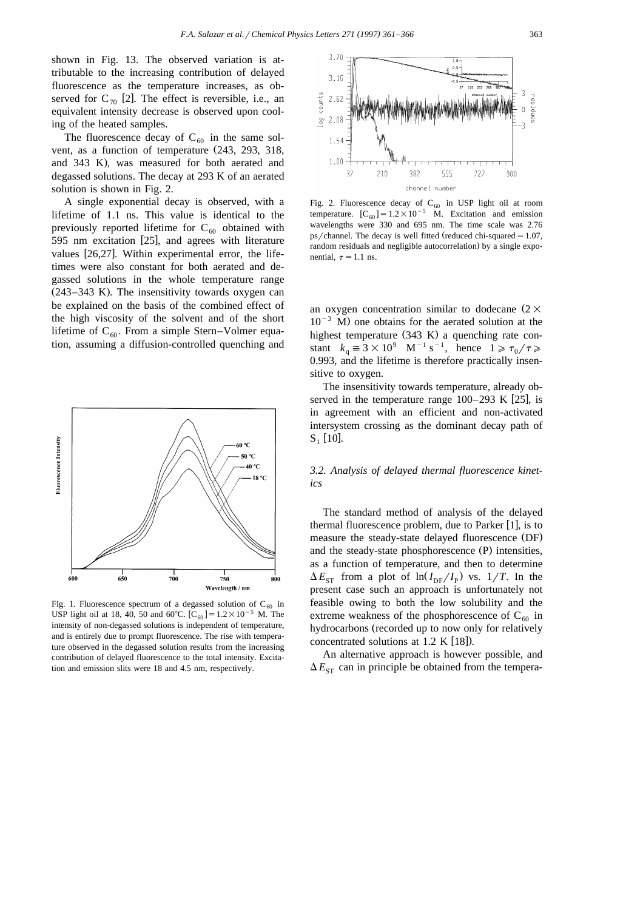shown in Fig. 13. The observed variation is attributable to the increasing contribution of delayed fluorescence as the temperature increases, as observed for $C_{70}$ [2]. The effect is reversible, i.e., an equivalent intensity decrease is observed upon cooling of the heated samples.

The fluorescence decay of $C_{60}$ in the same solvent, as a function of temperature (243, 293, 318, and 343 K), was measured for both aerated and degassed solutions. The decay at 293 K of an aerated solution is shown in Fig. 2.

A single exponential decay is observed, with a lifetime of 1.1 ns. This value is identical to the previously reported lifetime for $C_{60}$ obtained with 595 nm excitation [25], and agrees with literature values [26,27]. Within experimental error, the lifetimes were also constant for both aerated and degassed solutions in the whole temperature range (243–343 K). The insensitivity towards oxygen can be explained on the basis of the combined effect of the high viscosity of the solvent and of the short lifetime of $C_{60}$. From a simple Stern–Volmer equation, assuming a diffusion-controlled quenching and an oxygen concentration similar to dodecane ($2 \times 10^{-3}$ M) one obtains for the aerated solution at the highest temperature (343 K) a quenching rate constant $k_q \cong 3 \times 10^9$ $M^{-1}s^{-1}$, hence $1 \geqslant \tau_0/\tau \geqslant 0.993$, and the lifetime is therefore practically insensitive to oxygen.

Fluorescence Intensity
60 °C
50 °C
40 °C
18 °C
600
650
700
750
800
Wavelength / nm

Fig. 1. Fluorescence spectrum of a degassed solution of $C_{60}$ in USP light oil at 18, 40, 50 and 60°C. $[C_{60}] = 1.2 \times 10^{-5}$ M. The intensity of non-degassed solutions is independent of temperature, and is entirely due to prompt fluorescence. The rise with temperature observed in the degassed solution results from the increasing contribution of delayed fluorescence to the total intensity. Excitation and emission slits were 18 and 4.5 nm, respectively.

log counts
3.70
3.16
2.62
2.08
1.54
1.00
37
210
382
555
727
900
channel number
residues
3
0
−3

Fig. 2. Fluorescence decay of $C_{60}$ in USP light oil at room temperature. $[C_{60}] = 1.2 \times 10^{-5}$ M. Excitation and emission wavelengths were 330 and 695 nm. The time scale was 2.76 ps/channel. The decay is well fitted (reduced chi-squared = 1.07, random residuals and negligible autocorrelation) by a single exponential, $\tau = 1.1$ ns.

The insensitivity towards temperature, already observed in the temperature range 100–293 K [25], is in agreement with an efficient and non-activated intersystem crossing as the dominant decay path of $S_1$ [10].

### 3.2. Analysis of delayed thermal fluorescence kinetics

The standard method of analysis of the delayed thermal fluorescence problem, due to Parker [1], is to measure the steady-state delayed fluorescence (DF) and the steady-state phosphorescence (P) intensities, as a function of temperature, and then to determine $\Delta E_{ST}$ from a plot of $\ln(I_{DF}/I_P)$ vs. $1/T$. In the present case such an approach is unfortunately not feasible owing to both the low solubility and the extreme weakness of the phosphorescence of $C_{60}$ in hydrocarbons (recorded up to now only for relatively concentrated solutions at 1.2 K [18]).

An alternative approach is however possible, and $\Delta E_{ST}$ can in principle be obtained from the tempera-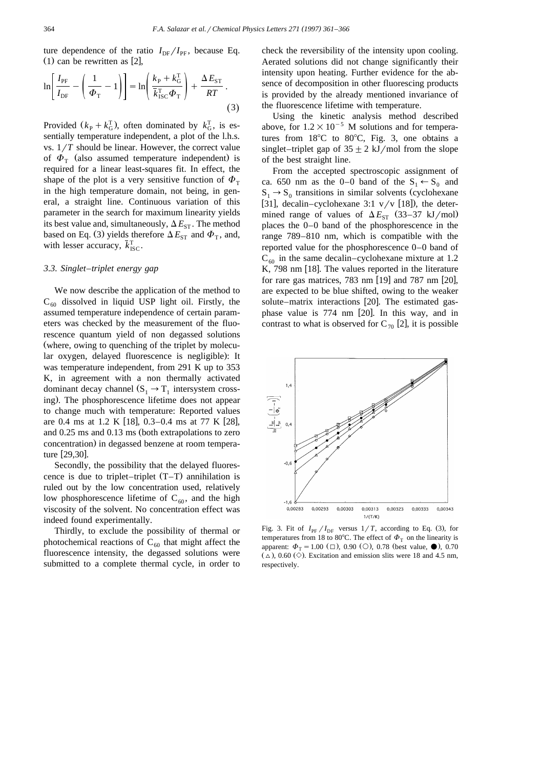ture dependence of the ratio $I_{DF}/I_{PF}$, because Eq. (1) can be rewritten as [2],

$$\ln\left[\frac{I_{PF}}{I_{DF}} - \left(\frac{1}{\Phi_T} - 1\right)\right] = \ln\left(\frac{k_P + k_G^T}{\bar{k}_{ISC}^T \Phi_T}\right) + \frac{\Delta E_{ST}}{RT}. \tag{3}$$

Provided $(k_P + k_G^T)$, often dominated by $k_G^T$, is essentially temperature independent, a plot of the l.h.s. vs. $1/T$ should be linear. However, the correct value of $\Phi_T$ (also assumed temperature independent) is required for a linear least-squares fit. In effect, the shape of the plot is a very sensitive function of $\Phi_T$ in the high temperature domain, not being, in general, a straight line. Continuous variation of this parameter in the search for maximum linearity yields its best value and, simultaneously, $\Delta E_{ST}$. The method based on Eq. (3) yields therefore $\Delta E_{ST}$ and $\Phi_T$, and, with lesser accuracy, $\bar{k}_{ISC}^T$.

### 3.3. Singlet–triplet energy gap

We now describe the application of the method to $C_{60}$ dissolved in liquid USP light oil. Firstly, the assumed temperature independence of certain parameters was checked by the measurement of the fluorescence quantum yield of non degassed solutions (where, owing to quenching of the triplet by molecular oxygen, delayed fluorescence is negligible): It was temperature independent, from 291 K up to 353 K, in agreement with a non thermally activated dominant decay channel ($S_1 \rightarrow T_1$ intersystem crossing). The phosphorescence lifetime does not appear to change much with temperature: Reported values are 0.4 ms at 1.2 K [18], 0.3–0.4 ms at 77 K [28], and 0.25 ms and 0.13 ms (both extrapolations to zero concentration) in degassed benzene at room temperature [29,30].

Secondly, the possibility that the delayed fluorescence is due to triplet–triplet (T–T) annihilation is ruled out by the low concentration used, relatively low phosphorescence lifetime of $C_{60}$, and the high viscosity of the solvent. No concentration effect was indeed found experimentally.

Thirdly, to exclude the possibility of thermal or photochemical reactions of $C_{60}$ that might affect the fluorescence intensity, the degassed solutions were submitted to a complete thermal cycle, in order to check the reversibility of the intensity upon cooling. Aerated solutions did not change significantly their intensity upon heating. Further evidence for the absence of decomposition in other fluorescing products is provided by the already mentioned invariance of the fluorescence lifetime with temperature.

Using the kinetic analysis method described above, for $1.2 \times 10^{-5}$ M solutions and for temperatures from 18°C to 80°C, Fig. 3, one obtains a singlet–triplet gap of $35 \pm 2$ kJ/mol from the slope of the best straight line.

From the accepted spectroscopic assignment of ca. 650 nm as the 0–0 band of the $S_1 \leftarrow S_0$ and $S_1 \rightarrow S_0$ transitions in similar solvents (cyclohexane [31], decalin–cyclohexane 3:1 v/v [18]), the determined range of values of $\Delta E_{ST}$ (33–37 kJ/mol) places the 0–0 band of the phosphorescence in the range 789–810 nm, which is compatible with the reported value for the phosphorescence 0–0 band of $C_{60}$ in the same decalin–cyclohexane mixture at 1.2 K, 798 nm [18]. The values reported in the literature for rare gas matrices, 783 nm [19] and 787 nm [20], are expected to be blue shifted, owing to the weaker solute–matrix interactions [20]. The estimated gas-phase value is 774 nm [20]. In this way, and in contrast to what is observed for $C_{70}$ [2], it is possible

$\ln\left[\frac{I_{PF}}{I_{DF}} - \left(\frac{1}{\Phi_T} - 1\right)\right]$

1,4

0,4

-0,6

-1,6

0,00283 0,00293 0,00303 0,00313 0,00323 0,00333 0,00343

1/(T/K)

Fig. 3. Fit of $I_{PF}/I_{DF}$ versus $1/T$, according to Eq. (3), for temperatures from 18 to 80°C. The effect of $\Phi_T$ on the linearity is apparent: $\Phi_T = 1.00$ (□), 0.90 (○), 0.78 (best value, ●), 0.70 (△), 0.60 (◇). Excitation and emission slits were 18 and 4.5 nm, respectively.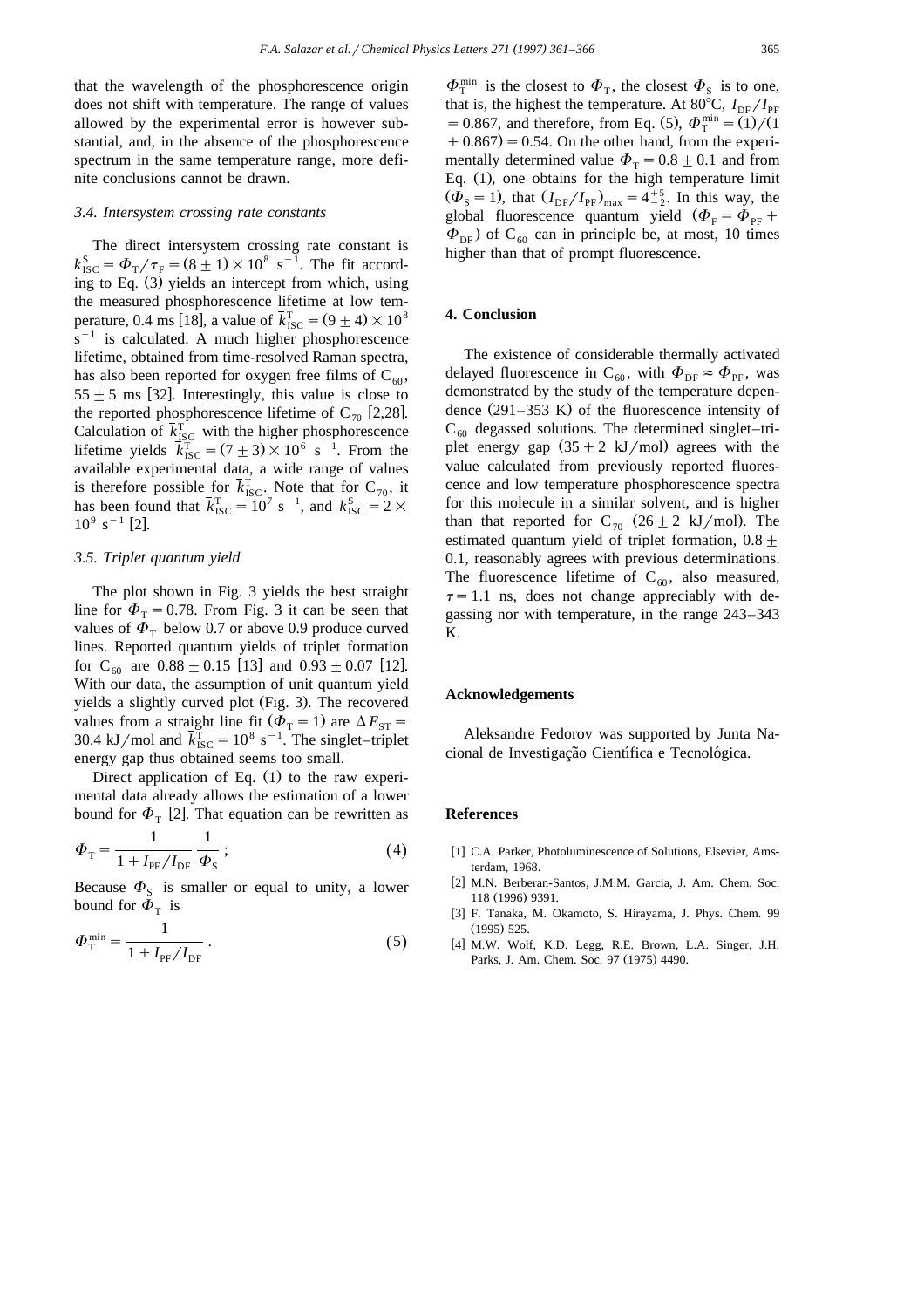that the wavelength of the phosphorescence origin does not shift with temperature. The range of values allowed by the experimental error is however substantial, and, in the absence of the phosphorescence spectrum in the same temperature range, more definite conclusions cannot be drawn.

### *3.4. Intersystem crossing rate constants*

The direct intersystem crossing rate constant is $k_{ISC}^{S} = \Phi_T/\tau_F = (8 \pm 1) \times 10^8\ s^{-1}$. The fit according to Eq. (3) yields an intercept from which, using the measured phosphorescence lifetime at low temperature, 0.4 ms [18], a value of $\bar{k}_{ISC}^{T} = (9 \pm 4) \times 10^8\ s^{-1}$ is calculated. A much higher phosphorescence lifetime, obtained from time-resolved Raman spectra, has also been reported for oxygen free films of $C_{60}$, $55 \pm 5$ ms [32]. Interestingly, this value is close to the reported phosphorescence lifetime of $C_{70}$ [2,28]. Calculation of $\bar{k}_{ISC}^{T}$ with the higher phosphorescence lifetime yields $\bar{k}_{ISC}^{T} = (7 \pm 3) \times 10^6\ s^{-1}$. From the available experimental data, a wide range of values is therefore possible for $\bar{k}_{ISC}^{T}$. Note that for $C_{70}$, it has been found that $\bar{k}_{ISC}^{T} = 10^7\ s^{-1}$, and $k_{ISC}^{S} = 2 \times 10^9\ s^{-1}$ [2].

### *3.5. Triplet quantum yield*

The plot shown in Fig. 3 yields the best straight line for $\Phi_T = 0.78$. From Fig. 3 it can be seen that values of $\Phi_T$ below 0.7 or above 0.9 produce curved lines. Reported quantum yields of triplet formation for $C_{60}$ are $0.88 \pm 0.15$ [13] and $0.93 \pm 0.07$ [12]. With our data, the assumption of unit quantum yield yields a slightly curved plot (Fig. 3). The recovered values from a straight line fit ($\Phi_T = 1$) are $\Delta E_{ST} = 30.4$ kJ/mol and $\bar{k}_{ISC}^{T} = 10^8\ s^{-1}$. The singlet–triplet energy gap thus obtained seems too small.

Direct application of Eq. (1) to the raw experimental data already allows the estimation of a lower bound for $\Phi_T$ [2]. That equation can be rewritten as

$$\Phi_T = \frac{1}{1 + I_{PF}/I_{DF}} \frac{1}{\Phi_S}\,; \tag{4}$$

Because $\Phi_S$ is smaller or equal to unity, a lower bound for $\Phi_T$ is

$$\Phi_T^{min} = \frac{1}{1 + I_{PF}/I_{DF}}\,. \tag{5}$$

$\Phi_T^{min}$ is the closest to $\Phi_T$, the closest $\Phi_S$ is to one, that is, the highest the temperature. At 80°C, $I_{DF}/I_{PF} = 0.867$, and therefore, from Eq. (5), $\Phi_T^{min} = (1)/(1 + 0.867) = 0.54$. On the other hand, from the experimentally determined value $\Phi_T = 0.8 \pm 0.1$ and from Eq. (1), one obtains for the high temperature limit ($\Phi_S = 1$), that $(I_{DF}/I_{PF})_{max} = 4^{+5}_{-2}$. In this way, the global fluorescence quantum yield ($\Phi_F = \Phi_{PF} + \Phi_{DF}$) of $C_{60}$ can in principle be, at most, 10 times higher than that of prompt fluorescence.

## 4. Conclusion

The existence of considerable thermally activated delayed fluorescence in $C_{60}$, with $\Phi_{DF} \approx \Phi_{PF}$, was demonstrated by the study of the temperature dependence (291–353 K) of the fluorescence intensity of $C_{60}$ degassed solutions. The determined singlet–triplet energy gap ($35 \pm 2$ kJ/mol) agrees with the value calculated from previously reported fluorescence and low temperature phosphorescence spectra for this molecule in a similar solvent, and is higher than that reported for $C_{70}$ ($26 \pm 2$ kJ/mol). The estimated quantum yield of triplet formation, $0.8 \pm 0.1$, reasonably agrees with previous determinations. The fluorescence lifetime of $C_{60}$, also measured, $\tau = 1.1$ ns, does not change appreciably with degassing nor with temperature, in the range 243–343 K.

## Acknowledgements

Aleksandre Fedorov was supported by Junta Nacional de Investigação Científica e Tecnológica.

## References

[1] C.A. Parker, Photoluminescence of Solutions, Elsevier, Amsterdam, 1968.

[2] M.N. Berberan-Santos, J.M.M. Garcia, J. Am. Chem. Soc. 118 (1996) 9391.

[3] F. Tanaka, M. Okamoto, S. Hirayama, J. Phys. Chem. 99 (1995) 525.

[4] M.W. Wolf, K.D. Legg, R.E. Brown, L.A. Singer, J.H. Parks, J. Am. Chem. Soc. 97 (1975) 4490.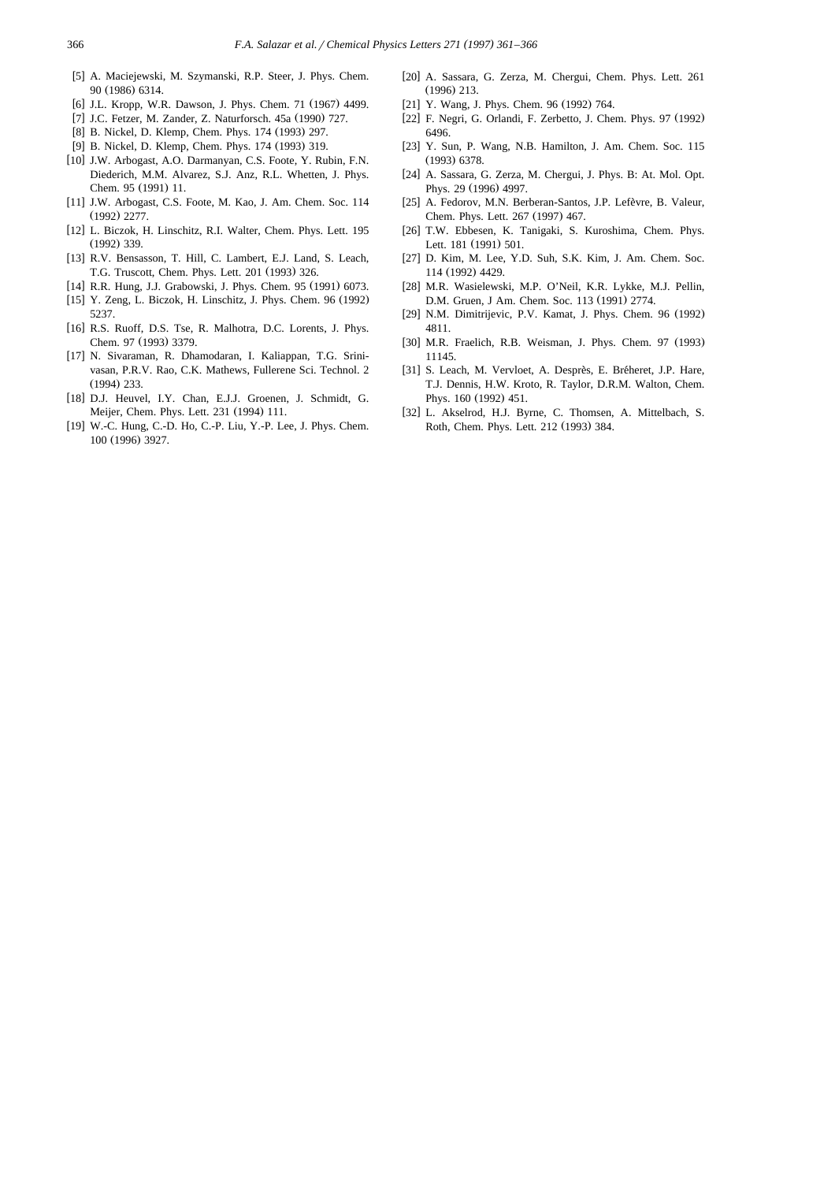[5] A. Maciejewski, M. Szymanski, R.P. Steer, J. Phys. Chem. 90 (1986) 6314.
[6] J.L. Kropp, W.R. Dawson, J. Phys. Chem. 71 (1967) 4499.
[7] J.C. Fetzer, M. Zander, Z. Naturforsch. 45a (1990) 727.
[8] B. Nickel, D. Klemp, Chem. Phys. 174 (1993) 297.
[9] B. Nickel, D. Klemp, Chem. Phys. 174 (1993) 319.
[10] J.W. Arbogast, A.O. Darmanyan, C.S. Foote, Y. Rubin, F.N. Diederich, M.M. Alvarez, S.J. Anz, R.L. Whetten, J. Phys. Chem. 95 (1991) 11.
[11] J.W. Arbogast, C.S. Foote, M. Kao, J. Am. Chem. Soc. 114 (1992) 2277.
[12] L. Biczok, H. Linschitz, R.I. Walter, Chem. Phys. Lett. 195 (1992) 339.
[13] R.V. Bensasson, T. Hill, C. Lambert, E.J. Land, S. Leach, T.G. Truscott, Chem. Phys. Lett. 201 (1993) 326.
[14] R.R. Hung, J.J. Grabowski, J. Phys. Chem. 95 (1991) 6073.
[15] Y. Zeng, L. Biczok, H. Linschitz, J. Phys. Chem. 96 (1992) 5237.
[16] R.S. Ruoff, D.S. Tse, R. Malhotra, D.C. Lorents, J. Phys. Chem. 97 (1993) 3379.
[17] N. Sivaraman, R. Dhamodaran, I. Kaliappan, T.G. Srinivasan, P.R.V. Rao, C.K. Mathews, Fullerene Sci. Technol. 2 (1994) 233.
[18] D.J. Heuvel, I.Y. Chan, E.J.J. Groenen, J. Schmidt, G. Meijer, Chem. Phys. Lett. 231 (1994) 111.
[19] W.-C. Hung, C.-D. Ho, C.-P. Liu, Y.-P. Lee, J. Phys. Chem. 100 (1996) 3927.
[20] A. Sassara, G. Zerza, M. Chergui, Chem. Phys. Lett. 261 (1996) 213.
[21] Y. Wang, J. Phys. Chem. 96 (1992) 764.
[22] F. Negri, G. Orlandi, F. Zerbetto, J. Chem. Phys. 97 (1992) 6496.
[23] Y. Sun, P. Wang, N.B. Hamilton, J. Am. Chem. Soc. 115 (1993) 6378.
[24] A. Sassara, G. Zerza, M. Chergui, J. Phys. B: At. Mol. Opt. Phys. 29 (1996) 4997.
[25] A. Fedorov, M.N. Berberan-Santos, J.P. Lefèvre, B. Valeur, Chem. Phys. Lett. 267 (1997) 467.
[26] T.W. Ebbesen, K. Tanigaki, S. Kuroshima, Chem. Phys. Lett. 181 (1991) 501.
[27] D. Kim, M. Lee, Y.D. Suh, S.K. Kim, J. Am. Chem. Soc. 114 (1992) 4429.
[28] M.R. Wasielewski, M.P. O'Neil, K.R. Lykke, M.J. Pellin, D.M. Gruen, J Am. Chem. Soc. 113 (1991) 2774.
[29] N.M. Dimitrijevic, P.V. Kamat, J. Phys. Chem. 96 (1992) 4811.
[30] M.R. Fraelich, R.B. Weisman, J. Phys. Chem. 97 (1993) 11145.
[31] S. Leach, M. Vervloet, A. Desprès, E. Bréheret, J.P. Hare, T.J. Dennis, H.W. Kroto, R. Taylor, D.R.M. Walton, Chem. Phys. 160 (1992) 451.
[32] L. Akselrod, H.J. Byrne, C. Thomsen, A. Mittelbach, S. Roth, Chem. Phys. Lett. 212 (1993) 384.